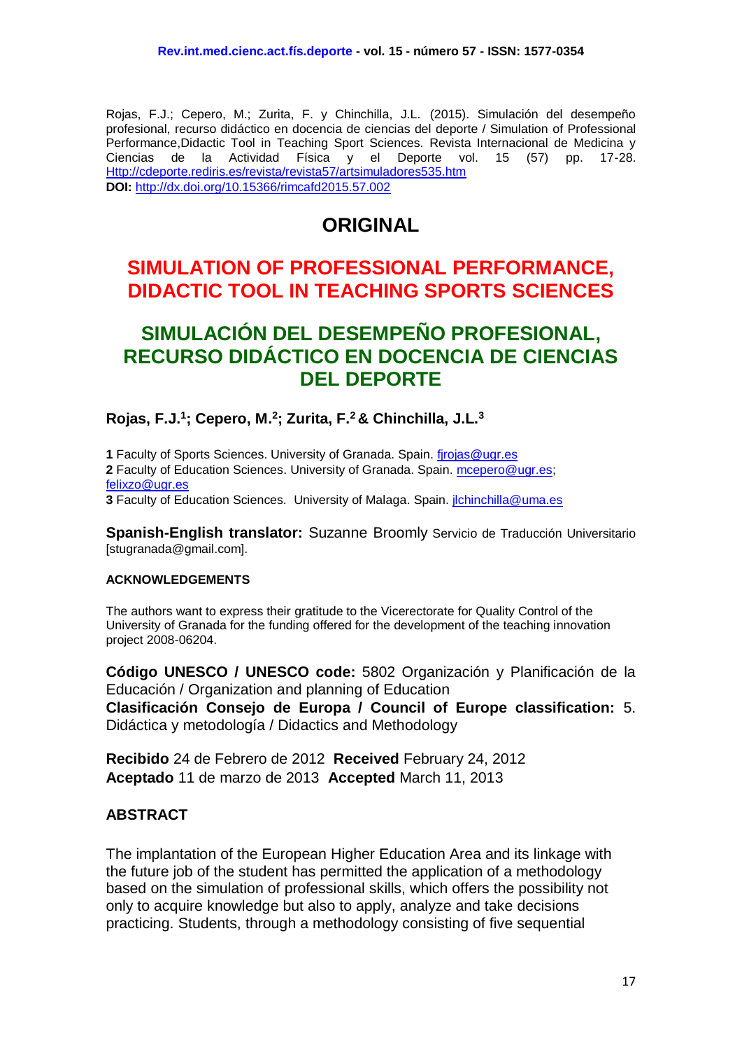Rojas, F.J.; Cepero, M.; Zurita, F. y Chinchilla, J.L. (2015). Simulación del desempeño profesional, recurso didáctico en docencia de ciencias del deporte / Simulation of Professional Performance,Didactic Tool in Teaching Sport Sciences. Revista Internacional de Medicina y Ciencias de la Actividad Física y el Deporte vol. 15 (57) pp. 17-28. Http://cdeporte.rediris.es/revista/revista57/artsimuladores535.htm
**DOI:** http://dx.doi.org/10.15366/rimcafd2015.57.002

# ORIGINAL

# SIMULATION OF PROFESSIONAL PERFORMANCE, DIDACTIC TOOL IN TEACHING SPORTS SCIENCES

# SIMULACIÓN DEL DESEMPEÑO PROFESIONAL, RECURSO DIDÁCTICO EN DOCENCIA DE CIENCIAS DEL DEPORTE

**Rojas, F.J.[1]; Cepero, M.[2]; Zurita, F.[2] & Chinchilla, J.L.[3]**

**1** Faculty of Sports Sciences. University of Granada. Spain. fjrojas@ugr.es
**2** Faculty of Education Sciences. University of Granada. Spain. mcepero@ugr.es; felixzo@ugr.es
**3** Faculty of Education Sciences. University of Malaga. Spain. jlchinchilla@uma.es

**Spanish-English translator:** Suzanne Broomly Servicio de Traducción Universitario [stugranada@gmail.com].

#### ACKNOWLEDGEMENTS

The authors want to express their gratitude to the Vicerectorate for Quality Control of the University of Granada for the funding offered for the development of the teaching innovation project 2008-06204.

**Código UNESCO / UNESCO code:** 5802 Organización y Planificación de la Educación / Organization and planning of Education
**Clasificación Consejo de Europa / Council of Europe classification:** 5. Didáctica y metodología / Didactics and Methodology

**Recibido** 24 de Febrero de 2012 **Received** February 24, 2012
**Aceptado** 11 de marzo de 2013 **Accepted** March 11, 2013

## ABSTRACT

The implantation of the European Higher Education Area and its linkage with the future job of the student has permitted the application of a methodology based on the simulation of professional skills, which offers the possibility not only to acquire knowledge but also to apply, analyze and take decisions practicing. Students, through a methodology consisting of five sequential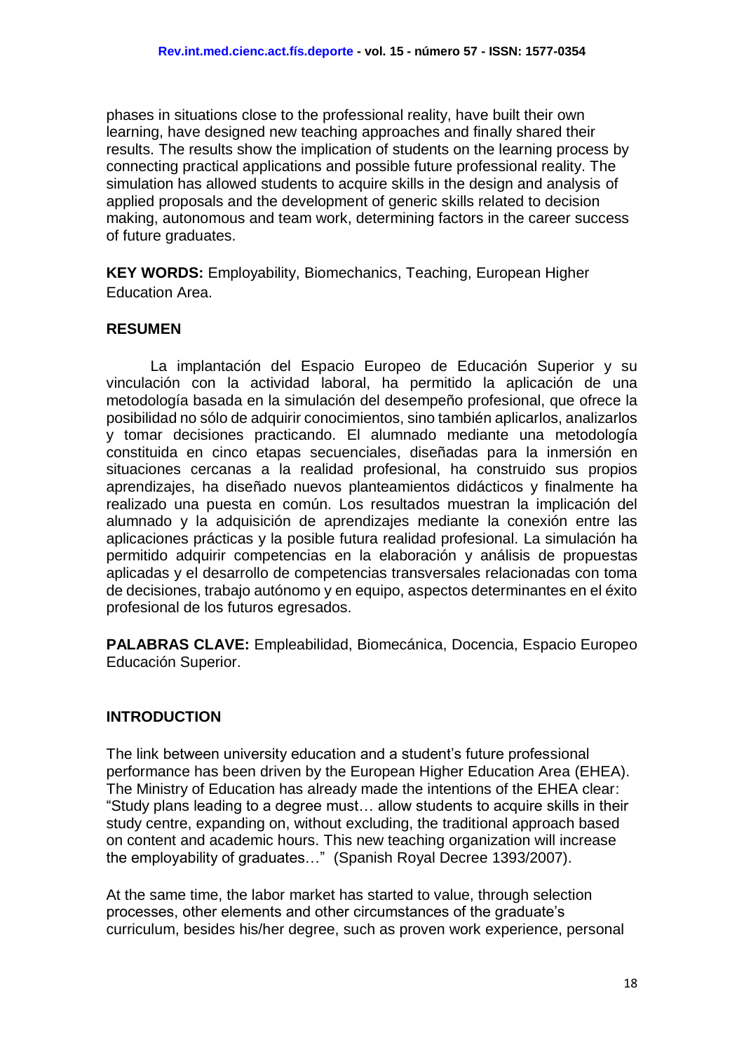phases in situations close to the professional reality, have built their own learning, have designed new teaching approaches and finally shared their results. The results show the implication of students on the learning process by connecting practical applications and possible future professional reality. The simulation has allowed students to acquire skills in the design and analysis of applied proposals and the development of generic skills related to decision making, autonomous and team work, determining factors in the career success of future graduates.

**KEY WORDS:** Employability, Biomechanics, Teaching, European Higher Education Area.

## RESUMEN

La implantación del Espacio Europeo de Educación Superior y su vinculación con la actividad laboral, ha permitido la aplicación de una metodología basada en la simulación del desempeño profesional, que ofrece la posibilidad no sólo de adquirir conocimientos, sino también aplicarlos, analizarlos y tomar decisiones practicando. El alumnado mediante una metodología constituida en cinco etapas secuenciales, diseñadas para la inmersión en situaciones cercanas a la realidad profesional, ha construido sus propios aprendizajes, ha diseñado nuevos planteamientos didácticos y finalmente ha realizado una puesta en común. Los resultados muestran la implicación del alumnado y la adquisición de aprendizajes mediante la conexión entre las aplicaciones prácticas y la posible futura realidad profesional. La simulación ha permitido adquirir competencias en la elaboración y análisis de propuestas aplicadas y el desarrollo de competencias transversales relacionadas con toma de decisiones, trabajo autónomo y en equipo, aspectos determinantes en el éxito profesional de los futuros egresados.

**PALABRAS CLAVE:** Empleabilidad, Biomecánica, Docencia, Espacio Europeo Educación Superior.

## INTRODUCTION

The link between university education and a student's future professional performance has been driven by the European Higher Education Area (EHEA). The Ministry of Education has already made the intentions of the EHEA clear: "Study plans leading to a degree must… allow students to acquire skills in their study centre, expanding on, without excluding, the traditional approach based on content and academic hours. This new teaching organization will increase the employability of graduates…" (Spanish Royal Decree 1393/2007).

At the same time, the labor market has started to value, through selection processes, other elements and other circumstances of the graduate's curriculum, besides his/her degree, such as proven work experience, personal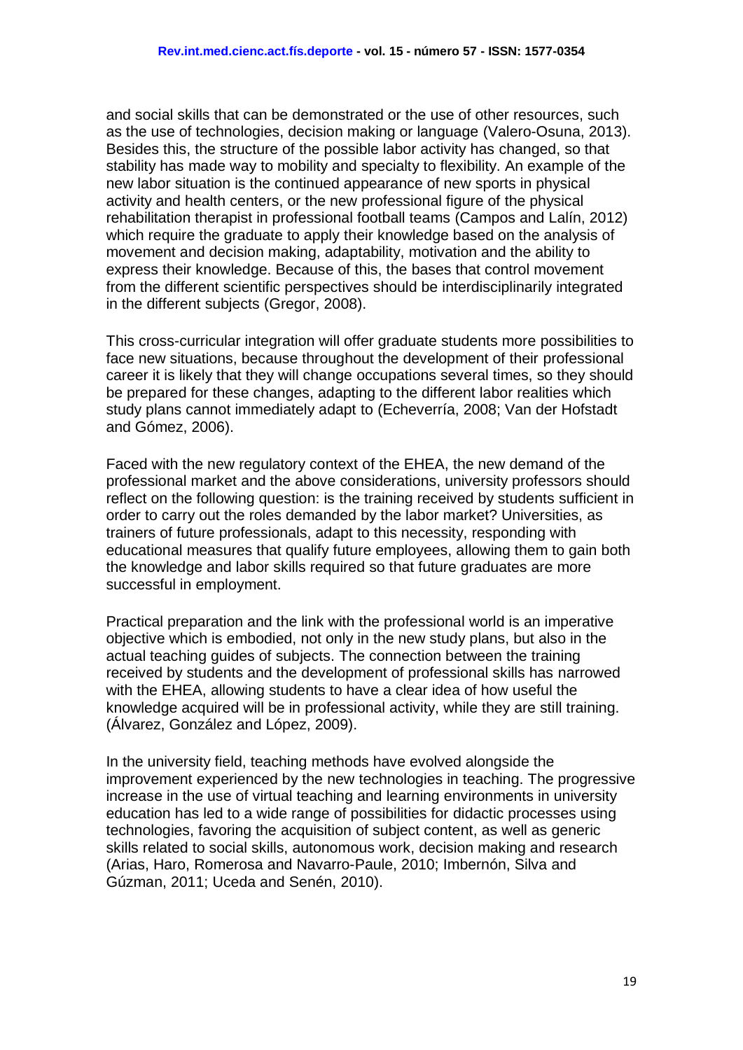and social skills that can be demonstrated or the use of other resources, such as the use of technologies, decision making or language (Valero-Osuna, 2013). Besides this, the structure of the possible labor activity has changed, so that stability has made way to mobility and specialty to flexibility. An example of the new labor situation is the continued appearance of new sports in physical activity and health centers, or the new professional figure of the physical rehabilitation therapist in professional football teams (Campos and Lalín, 2012) which require the graduate to apply their knowledge based on the analysis of movement and decision making, adaptability, motivation and the ability to express their knowledge. Because of this, the bases that control movement from the different scientific perspectives should be interdisciplinarily integrated in the different subjects (Gregor, 2008).

This cross-curricular integration will offer graduate students more possibilities to face new situations, because throughout the development of their professional career it is likely that they will change occupations several times, so they should be prepared for these changes, adapting to the different labor realities which study plans cannot immediately adapt to (Echeverría, 2008; Van der Hofstadt and Gómez, 2006).

Faced with the new regulatory context of the EHEA, the new demand of the professional market and the above considerations, university professors should reflect on the following question: is the training received by students sufficient in order to carry out the roles demanded by the labor market? Universities, as trainers of future professionals, adapt to this necessity, responding with educational measures that qualify future employees, allowing them to gain both the knowledge and labor skills required so that future graduates are more successful in employment.

Practical preparation and the link with the professional world is an imperative objective which is embodied, not only in the new study plans, but also in the actual teaching guides of subjects. The connection between the training received by students and the development of professional skills has narrowed with the EHEA, allowing students to have a clear idea of how useful the knowledge acquired will be in professional activity, while they are still training. (Álvarez, González and López, 2009).

In the university field, teaching methods have evolved alongside the improvement experienced by the new technologies in teaching. The progressive increase in the use of virtual teaching and learning environments in university education has led to a wide range of possibilities for didactic processes using technologies, favoring the acquisition of subject content, as well as generic skills related to social skills, autonomous work, decision making and research (Arias, Haro, Romerosa and Navarro-Paule, 2010; Imbernón, Silva and Gúzman, 2011; Uceda and Senén, 2010).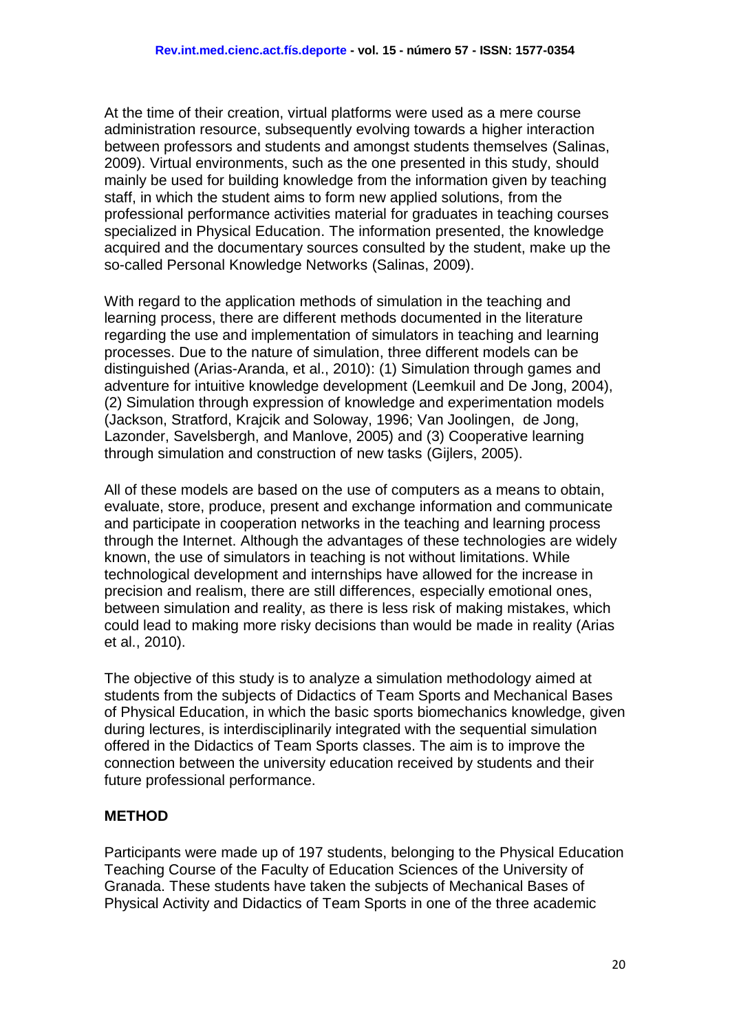At the time of their creation, virtual platforms were used as a mere course administration resource, subsequently evolving towards a higher interaction between professors and students and amongst students themselves (Salinas, 2009). Virtual environments, such as the one presented in this study, should mainly be used for building knowledge from the information given by teaching staff, in which the student aims to form new applied solutions, from the professional performance activities material for graduates in teaching courses specialized in Physical Education. The information presented, the knowledge acquired and the documentary sources consulted by the student, make up the so-called Personal Knowledge Networks (Salinas, 2009).

With regard to the application methods of simulation in the teaching and learning process, there are different methods documented in the literature regarding the use and implementation of simulators in teaching and learning processes. Due to the nature of simulation, three different models can be distinguished (Arias-Aranda, et al., 2010): (1) Simulation through games and adventure for intuitive knowledge development (Leemkuil and De Jong, 2004), (2) Simulation through expression of knowledge and experimentation models (Jackson, Stratford, Krajcik and Soloway, 1996; Van Joolingen, de Jong, Lazonder, Savelsbergh, and Manlove, 2005) and (3) Cooperative learning through simulation and construction of new tasks (Gijlers, 2005).

All of these models are based on the use of computers as a means to obtain, evaluate, store, produce, present and exchange information and communicate and participate in cooperation networks in the teaching and learning process through the Internet. Although the advantages of these technologies are widely known, the use of simulators in teaching is not without limitations. While technological development and internships have allowed for the increase in precision and realism, there are still differences, especially emotional ones, between simulation and reality, as there is less risk of making mistakes, which could lead to making more risky decisions than would be made in reality (Arias et al., 2010).

The objective of this study is to analyze a simulation methodology aimed at students from the subjects of Didactics of Team Sports and Mechanical Bases of Physical Education, in which the basic sports biomechanics knowledge, given during lectures, is interdisciplinarily integrated with the sequential simulation offered in the Didactics of Team Sports classes. The aim is to improve the connection between the university education received by students and their future professional performance.

## METHOD

Participants were made up of 197 students, belonging to the Physical Education Teaching Course of the Faculty of Education Sciences of the University of Granada. These students have taken the subjects of Mechanical Bases of Physical Activity and Didactics of Team Sports in one of the three academic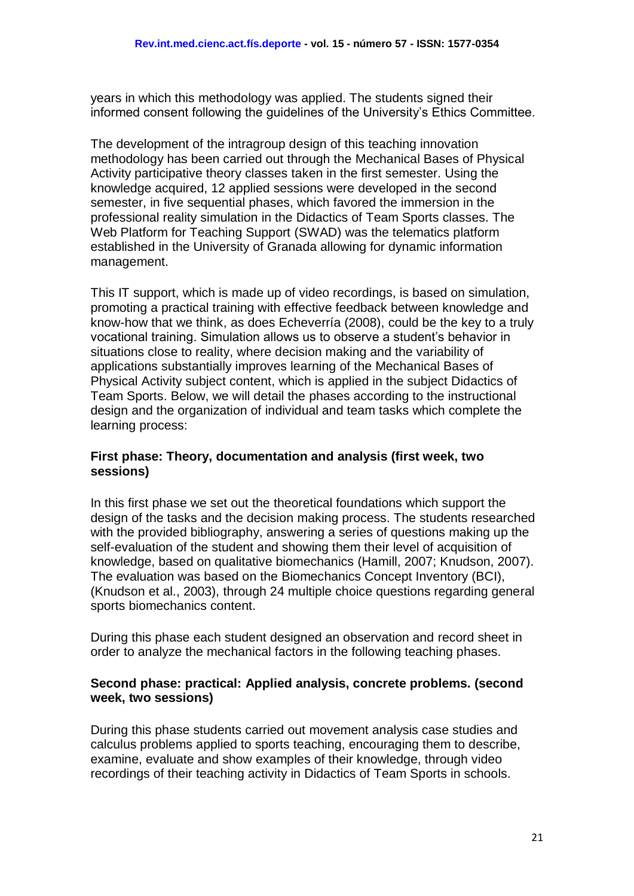years in which this methodology was applied. The students signed their informed consent following the guidelines of the University's Ethics Committee.

The development of the intragroup design of this teaching innovation methodology has been carried out through the Mechanical Bases of Physical Activity participative theory classes taken in the first semester. Using the knowledge acquired, 12 applied sessions were developed in the second semester, in five sequential phases, which favored the immersion in the professional reality simulation in the Didactics of Team Sports classes. The Web Platform for Teaching Support (SWAD) was the telematics platform established in the University of Granada allowing for dynamic information management.

This IT support, which is made up of video recordings, is based on simulation, promoting a practical training with effective feedback between knowledge and know-how that we think, as does Echeverría (2008), could be the key to a truly vocational training. Simulation allows us to observe a student's behavior in situations close to reality, where decision making and the variability of applications substantially improves learning of the Mechanical Bases of Physical Activity subject content, which is applied in the subject Didactics of Team Sports. Below, we will detail the phases according to the instructional design and the organization of individual and team tasks which complete the learning process:

**First phase: Theory, documentation and analysis (first week, two sessions)**

In this first phase we set out the theoretical foundations which support the design of the tasks and the decision making process. The students researched with the provided bibliography, answering a series of questions making up the self-evaluation of the student and showing them their level of acquisition of knowledge, based on qualitative biomechanics (Hamill, 2007; Knudson, 2007). The evaluation was based on the Biomechanics Concept Inventory (BCI), (Knudson et al., 2003), through 24 multiple choice questions regarding general sports biomechanics content.

During this phase each student designed an observation and record sheet in order to analyze the mechanical factors in the following teaching phases.

**Second phase: practical: Applied analysis, concrete problems. (second week, two sessions)**

During this phase students carried out movement analysis case studies and calculus problems applied to sports teaching, encouraging them to describe, examine, evaluate and show examples of their knowledge, through video recordings of their teaching activity in Didactics of Team Sports in schools.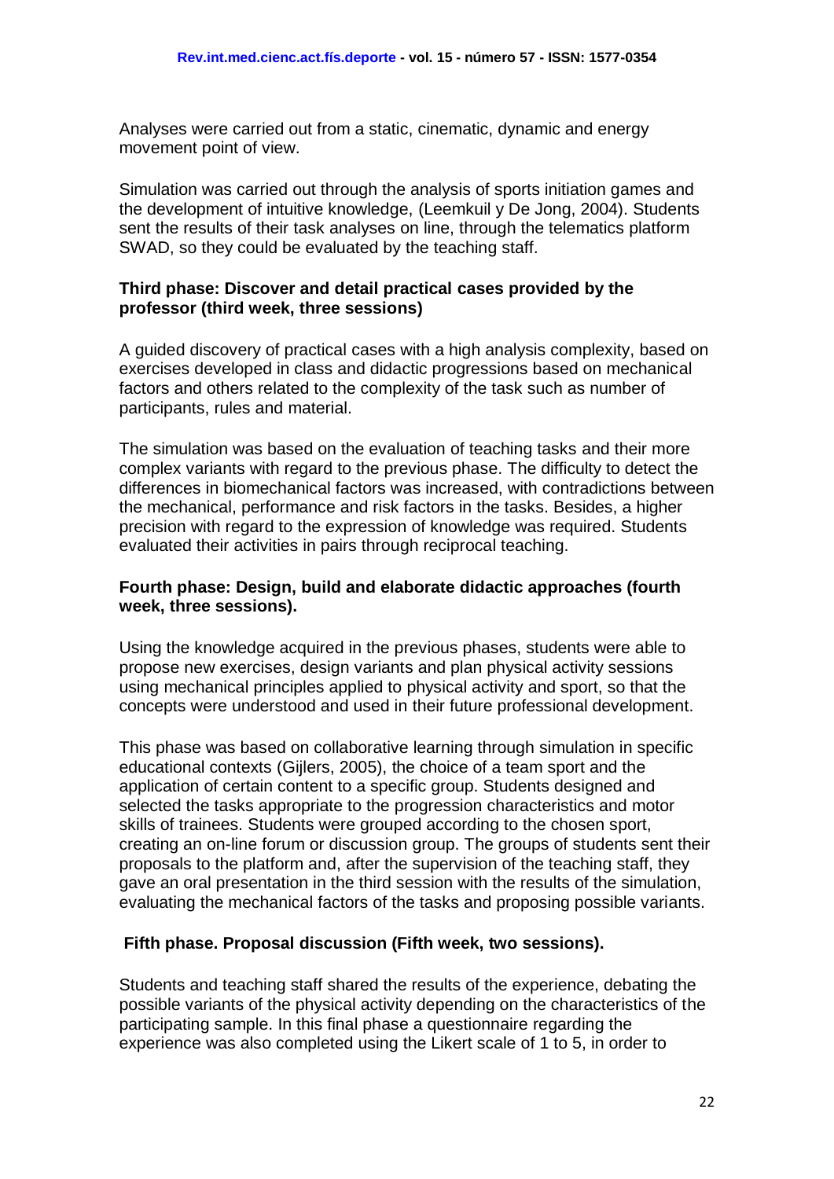Analyses were carried out from a static, cinematic, dynamic and energy movement point of view.

Simulation was carried out through the analysis of sports initiation games and the development of intuitive knowledge, (Leemkuil y De Jong, 2004). Students sent the results of their task analyses on line, through the telematics platform SWAD, so they could be evaluated by the teaching staff.

**Third phase: Discover and detail practical cases provided by the professor (third week, three sessions)**

A guided discovery of practical cases with a high analysis complexity, based on exercises developed in class and didactic progressions based on mechanical factors and others related to the complexity of the task such as number of participants, rules and material.

The simulation was based on the evaluation of teaching tasks and their more complex variants with regard to the previous phase. The difficulty to detect the differences in biomechanical factors was increased, with contradictions between the mechanical, performance and risk factors in the tasks. Besides, a higher precision with regard to the expression of knowledge was required. Students evaluated their activities in pairs through reciprocal teaching.

**Fourth phase: Design, build and elaborate didactic approaches (fourth week, three sessions).**

Using the knowledge acquired in the previous phases, students were able to propose new exercises, design variants and plan physical activity sessions using mechanical principles applied to physical activity and sport, so that the concepts were understood and used in their future professional development.

This phase was based on collaborative learning through simulation in specific educational contexts (Gijlers, 2005), the choice of a team sport and the application of certain content to a specific group. Students designed and selected the tasks appropriate to the progression characteristics and motor skills of trainees. Students were grouped according to the chosen sport, creating an on-line forum or discussion group. The groups of students sent their proposals to the platform and, after the supervision of the teaching staff, they gave an oral presentation in the third session with the results of the simulation, evaluating the mechanical factors of the tasks and proposing possible variants.

**Fifth phase. Proposal discussion (Fifth week, two sessions).**

Students and teaching staff shared the results of the experience, debating the possible variants of the physical activity depending on the characteristics of the participating sample. In this final phase a questionnaire regarding the experience was also completed using the Likert scale of 1 to 5, in order to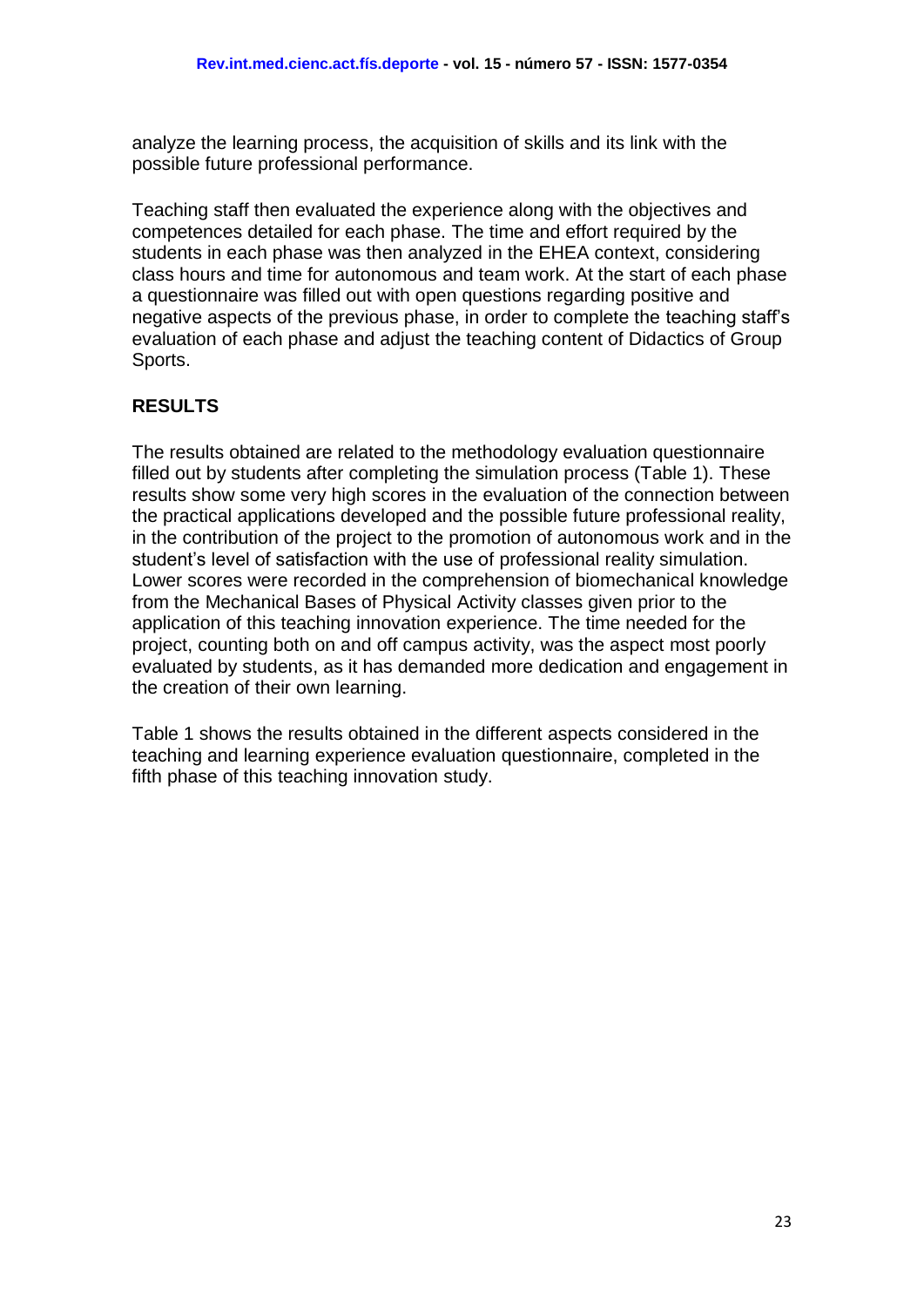analyze the learning process, the acquisition of skills and its link with the possible future professional performance.

Teaching staff then evaluated the experience along with the objectives and competences detailed for each phase. The time and effort required by the students in each phase was then analyzed in the EHEA context, considering class hours and time for autonomous and team work. At the start of each phase a questionnaire was filled out with open questions regarding positive and negative aspects of the previous phase, in order to complete the teaching staff's evaluation of each phase and adjust the teaching content of Didactics of Group Sports.

## RESULTS

The results obtained are related to the methodology evaluation questionnaire filled out by students after completing the simulation process (Table 1). These results show some very high scores in the evaluation of the connection between the practical applications developed and the possible future professional reality, in the contribution of the project to the promotion of autonomous work and in the student's level of satisfaction with the use of professional reality simulation. Lower scores were recorded in the comprehension of biomechanical knowledge from the Mechanical Bases of Physical Activity classes given prior to the application of this teaching innovation experience. The time needed for the project, counting both on and off campus activity, was the aspect most poorly evaluated by students, as it has demanded more dedication and engagement in the creation of their own learning.

Table 1 shows the results obtained in the different aspects considered in the teaching and learning experience evaluation questionnaire, completed in the fifth phase of this teaching innovation study.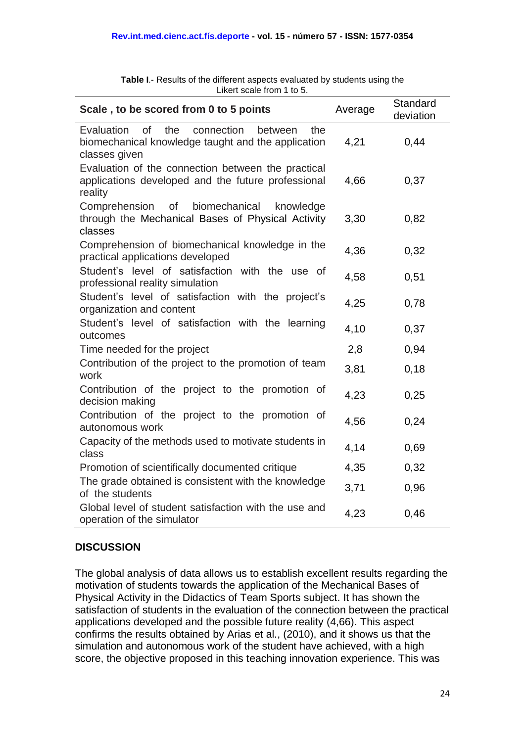**Table I**.- Results of the different aspects evaluated by students using the Likert scale from 1 to 5.

| **Scale , to be scored from 0 to 5 points** | Average | Standard deviation |
|---|---|---|
| Evaluation of the connection between the biomechanical knowledge taught and the application classes given | 4,21 | 0,44 |
| Evaluation of the connection between the practical applications developed and the future professional reality | 4,66 | 0,37 |
| Comprehension of biomechanical knowledge through the Mechanical Bases of Physical Activity classes | 3,30 | 0,82 |
| Comprehension of biomechanical knowledge in the practical applications developed | 4,36 | 0,32 |
| Student's level of satisfaction with the use of professional reality simulation | 4,58 | 0,51 |
| Student's level of satisfaction with the project's organization and content | 4,25 | 0,78 |
| Student's level of satisfaction with the learning outcomes | 4,10 | 0,37 |
| Time needed for the project | 2,8 | 0,94 |
| Contribution of the project to the promotion of team work | 3,81 | 0,18 |
| Contribution of the project to the promotion of decision making | 4,23 | 0,25 |
| Contribution of the project to the promotion of autonomous work | 4,56 | 0,24 |
| Capacity of the methods used to motivate students in class | 4,14 | 0,69 |
| Promotion of scientifically documented critique | 4,35 | 0,32 |
| The grade obtained is consistent with the knowledge of the students | 3,71 | 0,96 |
| Global level of student satisfaction with the use and operation of the simulator | 4,23 | 0,46 |

## DISCUSSION

The global analysis of data allows us to establish excellent results regarding the motivation of students towards the application of the Mechanical Bases of Physical Activity in the Didactics of Team Sports subject. It has shown the satisfaction of students in the evaluation of the connection between the practical applications developed and the possible future reality (4,66). This aspect confirms the results obtained by Arias et al., (2010), and it shows us that the simulation and autonomous work of the student have achieved, with a high score, the objective proposed in this teaching innovation experience. This was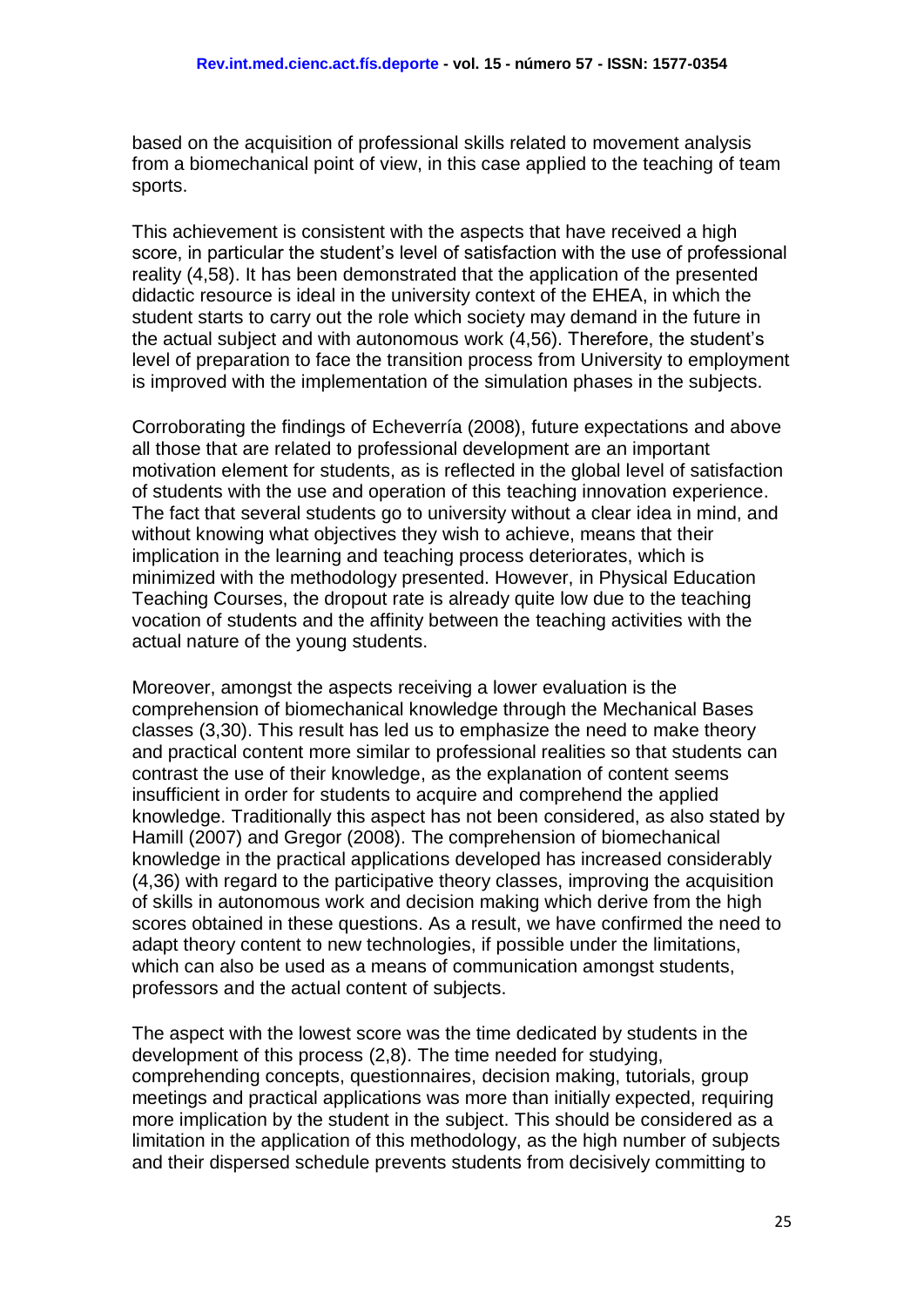based on the acquisition of professional skills related to movement analysis from a biomechanical point of view, in this case applied to the teaching of team sports.

This achievement is consistent with the aspects that have received a high score, in particular the student's level of satisfaction with the use of professional reality (4,58). It has been demonstrated that the application of the presented didactic resource is ideal in the university context of the EHEA, in which the student starts to carry out the role which society may demand in the future in the actual subject and with autonomous work (4,56). Therefore, the student's level of preparation to face the transition process from University to employment is improved with the implementation of the simulation phases in the subjects.

Corroborating the findings of Echeverría (2008), future expectations and above all those that are related to professional development are an important motivation element for students, as is reflected in the global level of satisfaction of students with the use and operation of this teaching innovation experience. The fact that several students go to university without a clear idea in mind, and without knowing what objectives they wish to achieve, means that their implication in the learning and teaching process deteriorates, which is minimized with the methodology presented. However, in Physical Education Teaching Courses, the dropout rate is already quite low due to the teaching vocation of students and the affinity between the teaching activities with the actual nature of the young students.

Moreover, amongst the aspects receiving a lower evaluation is the comprehension of biomechanical knowledge through the Mechanical Bases classes (3,30). This result has led us to emphasize the need to make theory and practical content more similar to professional realities so that students can contrast the use of their knowledge, as the explanation of content seems insufficient in order for students to acquire and comprehend the applied knowledge. Traditionally this aspect has not been considered, as also stated by Hamill (2007) and Gregor (2008). The comprehension of biomechanical knowledge in the practical applications developed has increased considerably (4,36) with regard to the participative theory classes, improving the acquisition of skills in autonomous work and decision making which derive from the high scores obtained in these questions. As a result, we have confirmed the need to adapt theory content to new technologies, if possible under the limitations, which can also be used as a means of communication amongst students, professors and the actual content of subjects.

The aspect with the lowest score was the time dedicated by students in the development of this process (2,8). The time needed for studying, comprehending concepts, questionnaires, decision making, tutorials, group meetings and practical applications was more than initially expected, requiring more implication by the student in the subject. This should be considered as a limitation in the application of this methodology, as the high number of subjects and their dispersed schedule prevents students from decisively committing to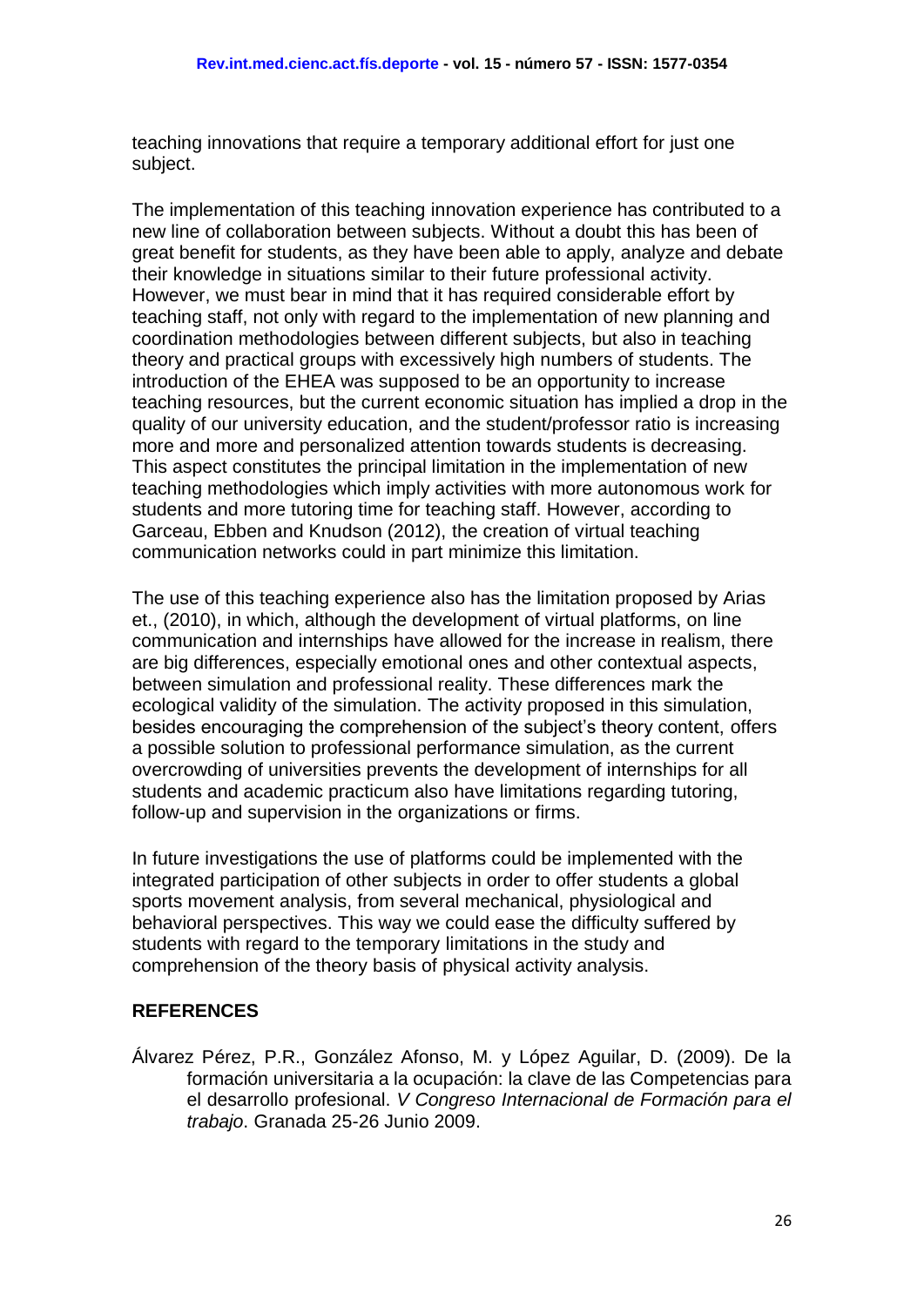teaching innovations that require a temporary additional effort for just one subject.

The implementation of this teaching innovation experience has contributed to a new line of collaboration between subjects. Without a doubt this has been of great benefit for students, as they have been able to apply, analyze and debate their knowledge in situations similar to their future professional activity. However, we must bear in mind that it has required considerable effort by teaching staff, not only with regard to the implementation of new planning and coordination methodologies between different subjects, but also in teaching theory and practical groups with excessively high numbers of students. The introduction of the EHEA was supposed to be an opportunity to increase teaching resources, but the current economic situation has implied a drop in the quality of our university education, and the student/professor ratio is increasing more and more and personalized attention towards students is decreasing. This aspect constitutes the principal limitation in the implementation of new teaching methodologies which imply activities with more autonomous work for students and more tutoring time for teaching staff. However, according to Garceau, Ebben and Knudson (2012), the creation of virtual teaching communication networks could in part minimize this limitation.

The use of this teaching experience also has the limitation proposed by Arias et., (2010), in which, although the development of virtual platforms, on line communication and internships have allowed for the increase in realism, there are big differences, especially emotional ones and other contextual aspects, between simulation and professional reality. These differences mark the ecological validity of the simulation. The activity proposed in this simulation, besides encouraging the comprehension of the subject's theory content, offers a possible solution to professional performance simulation, as the current overcrowding of universities prevents the development of internships for all students and academic practicum also have limitations regarding tutoring, follow-up and supervision in the organizations or firms.

In future investigations the use of platforms could be implemented with the integrated participation of other subjects in order to offer students a global sports movement analysis, from several mechanical, physiological and behavioral perspectives. This way we could ease the difficulty suffered by students with regard to the temporary limitations in the study and comprehension of the theory basis of physical activity analysis.

## REFERENCES

Álvarez Pérez, P.R., González Afonso, M. y López Aguilar, D. (2009). De la formación universitaria a la ocupación: la clave de las Competencias para el desarrollo profesional. *V Congreso Internacional de Formación para el trabajo*. Granada 25-26 Junio 2009.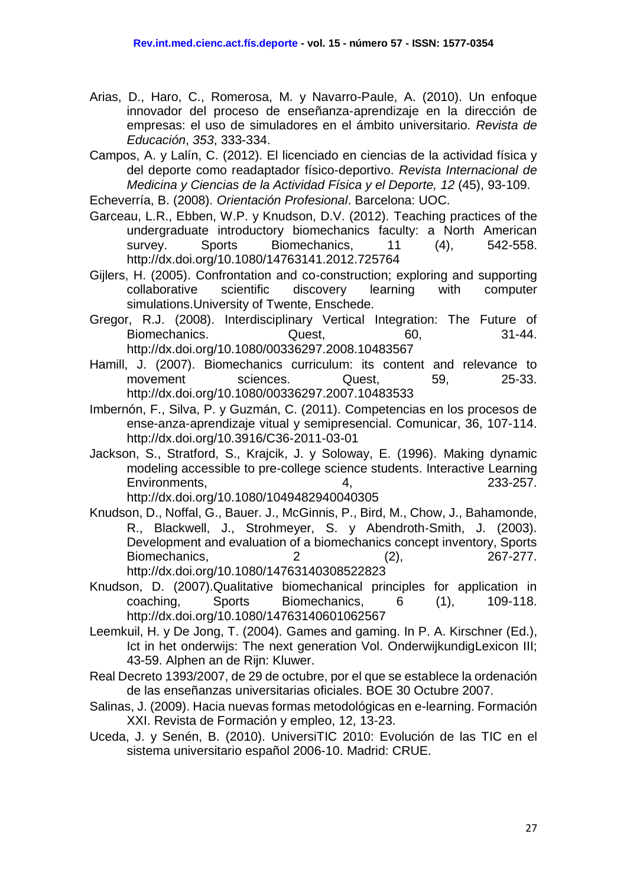Arias, D., Haro, C., Romerosa, M. y Navarro-Paule, A. (2010). Un enfoque innovador del proceso de enseñanza-aprendizaje en la dirección de empresas: el uso de simuladores en el ámbito universitario. *Revista de Educación*, *353*, 333-334.

Campos, A. y Lalín, C. (2012). El licenciado en ciencias de la actividad física y del deporte como readaptador físico-deportivo. *Revista Internacional de Medicina y Ciencias de la Actividad Física y el Deporte, 12* (45), 93-109.

Echeverría, B. (2008). *Orientación Profesional*. Barcelona: UOC.

Garceau, L.R., Ebben, W.P. y Knudson, D.V. (2012). Teaching practices of the undergraduate introductory biomechanics faculty: a North American survey. Sports Biomechanics, 11 (4), 542-558. http://dx.doi.org/10.1080/14763141.2012.725764

Gijlers, H. (2005). Confrontation and co-construction; exploring and supporting collaborative scientific discovery learning with computer simulations.University of Twente, Enschede.

Gregor, R.J. (2008). Interdisciplinary Vertical Integration: The Future of Biomechanics. Quest, 60, 31-44. http://dx.doi.org/10.1080/00336297.2008.10483567

Hamill, J. (2007). Biomechanics curriculum: its content and relevance to movement sciences. Quest, 59, 25-33. http://dx.doi.org/10.1080/00336297.2007.10483533

Imbernón, F., Silva, P. y Guzmán, C. (2011). Competencias en los procesos de ense-anza-aprendizaje vitual y semipresencial. Comunicar, 36, 107-114. http://dx.doi.org/10.3916/C36-2011-03-01

Jackson, S., Stratford, S., Krajcik, J. y Soloway, E. (1996). Making dynamic modeling accessible to pre-college science students. Interactive Learning Environments, 4, 233-257. http://dx.doi.org/10.1080/1049482940040305

Knudson, D., Noffal, G., Bauer. J., McGinnis, P., Bird, M., Chow, J., Bahamonde, R., Blackwell, J., Strohmeyer, S. y Abendroth-Smith, J. (2003). Development and evaluation of a biomechanics concept inventory, Sports Biomechanics, 2 (2), 267-277. http://dx.doi.org/10.1080/14763140308522823

Knudson, D. (2007).Qualitative biomechanical principles for application in coaching, Sports Biomechanics, 6 (1), 109-118. http://dx.doi.org/10.1080/14763140601062567

Leemkuil, H. y De Jong, T. (2004). Games and gaming. In P. A. Kirschner (Ed.), Ict in het onderwijs: The next generation Vol. OnderwijkundigLexicon III; 43-59. Alphen an de Rijn: Kluwer.

Real Decreto 1393/2007, de 29 de octubre, por el que se establece la ordenación de las enseñanzas universitarias oficiales. BOE 30 Octubre 2007.

Salinas, J. (2009). Hacia nuevas formas metodológicas en e-learning. Formación XXI. Revista de Formación y empleo, 12, 13-23.

Uceda, J. y Senén, B. (2010). UniversiTIC 2010: Evolución de las TIC en el sistema universitario español 2006-10. Madrid: CRUE.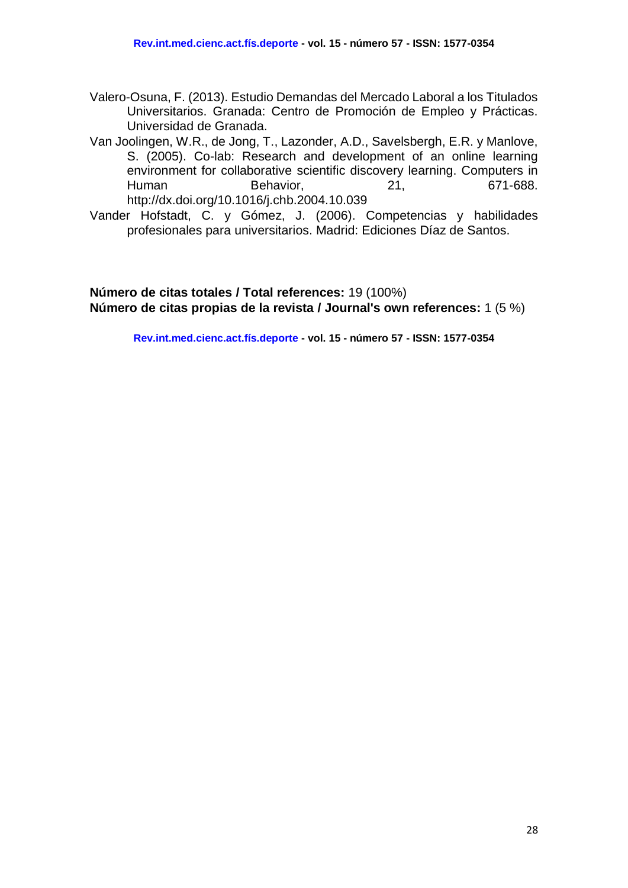Valero-Osuna, F. (2013). Estudio Demandas del Mercado Laboral a los Titulados Universitarios. Granada: Centro de Promoción de Empleo y Prácticas. Universidad de Granada.

Van Joolingen, W.R., de Jong, T., Lazonder, A.D., Savelsbergh, E.R. y Manlove, S. (2005). Co-lab: Research and development of an online learning environment for collaborative scientific discovery learning. Computers in Human Behavior, 21, 671-688. http://dx.doi.org/10.1016/j.chb.2004.10.039

Vander Hofstadt, C. y Gómez, J. (2006). Competencias y habilidades profesionales para universitarios. Madrid: Ediciones Díaz de Santos.

**Número de citas totales / Total references:** 19 (100%)
**Número de citas propias de la revista / Journal's own references:** 1 (5 %)